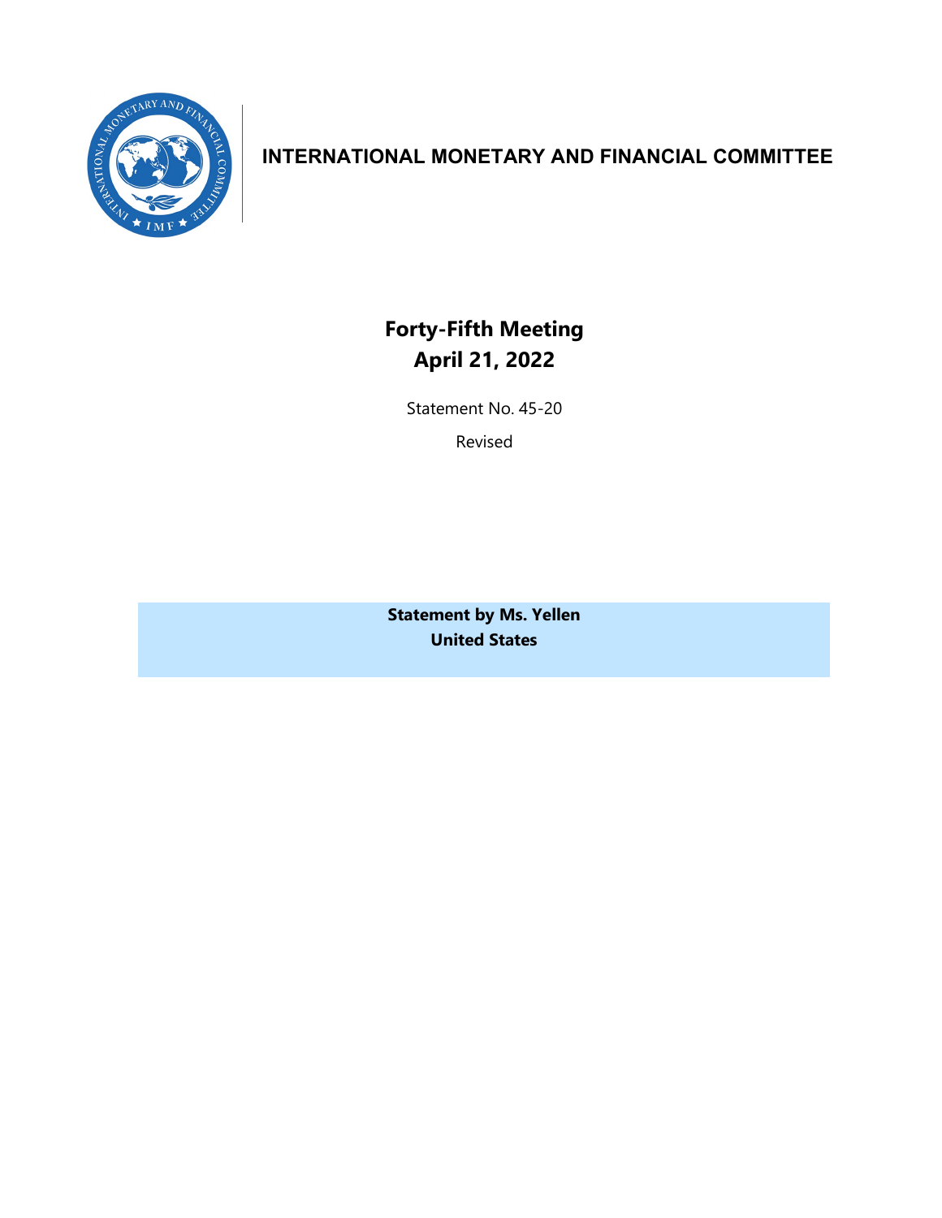# INTERNATIONAL MONETARY AND FINANCIAL COMMITTEE

## Forty-Fifth Meeting
## April 21, 2022

Statement No. 45-20

Revised

**Statement by Ms. Yellen**
**United States**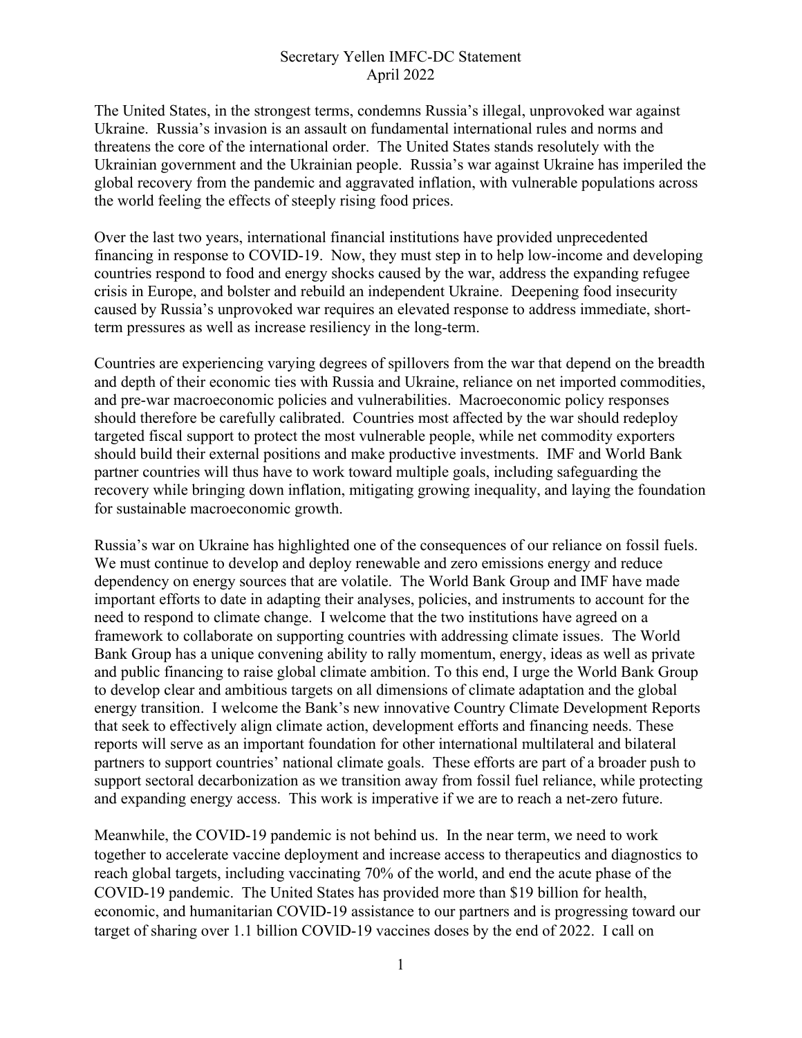Secretary Yellen IMFC-DC Statement
April 2022

The United States, in the strongest terms, condemns Russia's illegal, unprovoked war against Ukraine. Russia's invasion is an assault on fundamental international rules and norms and threatens the core of the international order. The United States stands resolutely with the Ukrainian government and the Ukrainian people. Russia's war against Ukraine has imperiled the global recovery from the pandemic and aggravated inflation, with vulnerable populations across the world feeling the effects of steeply rising food prices.

Over the last two years, international financial institutions have provided unprecedented financing in response to COVID-19. Now, they must step in to help low-income and developing countries respond to food and energy shocks caused by the war, address the expanding refugee crisis in Europe, and bolster and rebuild an independent Ukraine. Deepening food insecurity caused by Russia's unprovoked war requires an elevated response to address immediate, short-term pressures as well as increase resiliency in the long-term.

Countries are experiencing varying degrees of spillovers from the war that depend on the breadth and depth of their economic ties with Russia and Ukraine, reliance on net imported commodities, and pre-war macroeconomic policies and vulnerabilities. Macroeconomic policy responses should therefore be carefully calibrated. Countries most affected by the war should redeploy targeted fiscal support to protect the most vulnerable people, while net commodity exporters should build their external positions and make productive investments. IMF and World Bank partner countries will thus have to work toward multiple goals, including safeguarding the recovery while bringing down inflation, mitigating growing inequality, and laying the foundation for sustainable macroeconomic growth.

Russia's war on Ukraine has highlighted one of the consequences of our reliance on fossil fuels. We must continue to develop and deploy renewable and zero emissions energy and reduce dependency on energy sources that are volatile. The World Bank Group and IMF have made important efforts to date in adapting their analyses, policies, and instruments to account for the need to respond to climate change. I welcome that the two institutions have agreed on a framework to collaborate on supporting countries with addressing climate issues. The World Bank Group has a unique convening ability to rally momentum, energy, ideas as well as private and public financing to raise global climate ambition. To this end, I urge the World Bank Group to develop clear and ambitious targets on all dimensions of climate adaptation and the global energy transition. I welcome the Bank's new innovative Country Climate Development Reports that seek to effectively align climate action, development efforts and financing needs. These reports will serve as an important foundation for other international multilateral and bilateral partners to support countries' national climate goals. These efforts are part of a broader push to support sectoral decarbonization as we transition away from fossil fuel reliance, while protecting and expanding energy access. This work is imperative if we are to reach a net-zero future.

Meanwhile, the COVID-19 pandemic is not behind us. In the near term, we need to work together to accelerate vaccine deployment and increase access to therapeutics and diagnostics to reach global targets, including vaccinating 70% of the world, and end the acute phase of the COVID-19 pandemic. The United States has provided more than $19 billion for health, economic, and humanitarian COVID-19 assistance to our partners and is progressing toward our target of sharing over 1.1 billion COVID-19 vaccines doses by the end of 2022. I call on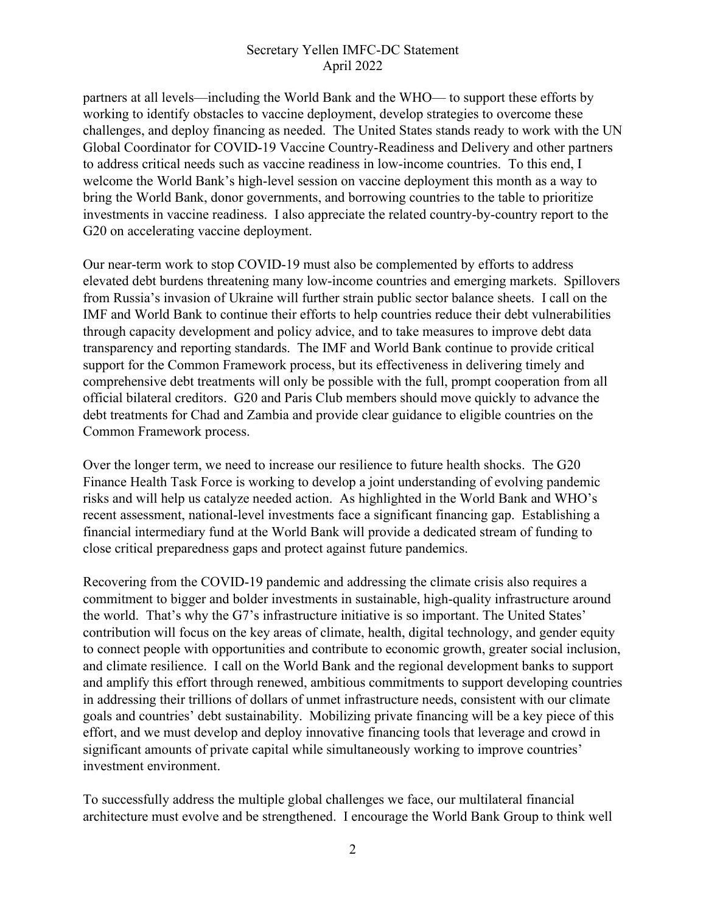partners at all levels—including the World Bank and the WHO— to support these efforts by working to identify obstacles to vaccine deployment, develop strategies to overcome these challenges, and deploy financing as needed. The United States stands ready to work with the UN Global Coordinator for COVID-19 Vaccine Country-Readiness and Delivery and other partners to address critical needs such as vaccine readiness in low-income countries. To this end, I welcome the World Bank's high-level session on vaccine deployment this month as a way to bring the World Bank, donor governments, and borrowing countries to the table to prioritize investments in vaccine readiness. I also appreciate the related country-by-country report to the G20 on accelerating vaccine deployment.

Our near-term work to stop COVID-19 must also be complemented by efforts to address elevated debt burdens threatening many low-income countries and emerging markets. Spillovers from Russia's invasion of Ukraine will further strain public sector balance sheets. I call on the IMF and World Bank to continue their efforts to help countries reduce their debt vulnerabilities through capacity development and policy advice, and to take measures to improve debt data transparency and reporting standards. The IMF and World Bank continue to provide critical support for the Common Framework process, but its effectiveness in delivering timely and comprehensive debt treatments will only be possible with the full, prompt cooperation from all official bilateral creditors. G20 and Paris Club members should move quickly to advance the debt treatments for Chad and Zambia and provide clear guidance to eligible countries on the Common Framework process.

Over the longer term, we need to increase our resilience to future health shocks. The G20 Finance Health Task Force is working to develop a joint understanding of evolving pandemic risks and will help us catalyze needed action. As highlighted in the World Bank and WHO's recent assessment, national-level investments face a significant financing gap. Establishing a financial intermediary fund at the World Bank will provide a dedicated stream of funding to close critical preparedness gaps and protect against future pandemics.

Recovering from the COVID-19 pandemic and addressing the climate crisis also requires a commitment to bigger and bolder investments in sustainable, high-quality infrastructure around the world. That's why the G7's infrastructure initiative is so important. The United States' contribution will focus on the key areas of climate, health, digital technology, and gender equity to connect people with opportunities and contribute to economic growth, greater social inclusion, and climate resilience. I call on the World Bank and the regional development banks to support and amplify this effort through renewed, ambitious commitments to support developing countries in addressing their trillions of dollars of unmet infrastructure needs, consistent with our climate goals and countries' debt sustainability. Mobilizing private financing will be a key piece of this effort, and we must develop and deploy innovative financing tools that leverage and crowd in significant amounts of private capital while simultaneously working to improve countries' investment environment.

To successfully address the multiple global challenges we face, our multilateral financial architecture must evolve and be strengthened. I encourage the World Bank Group to think well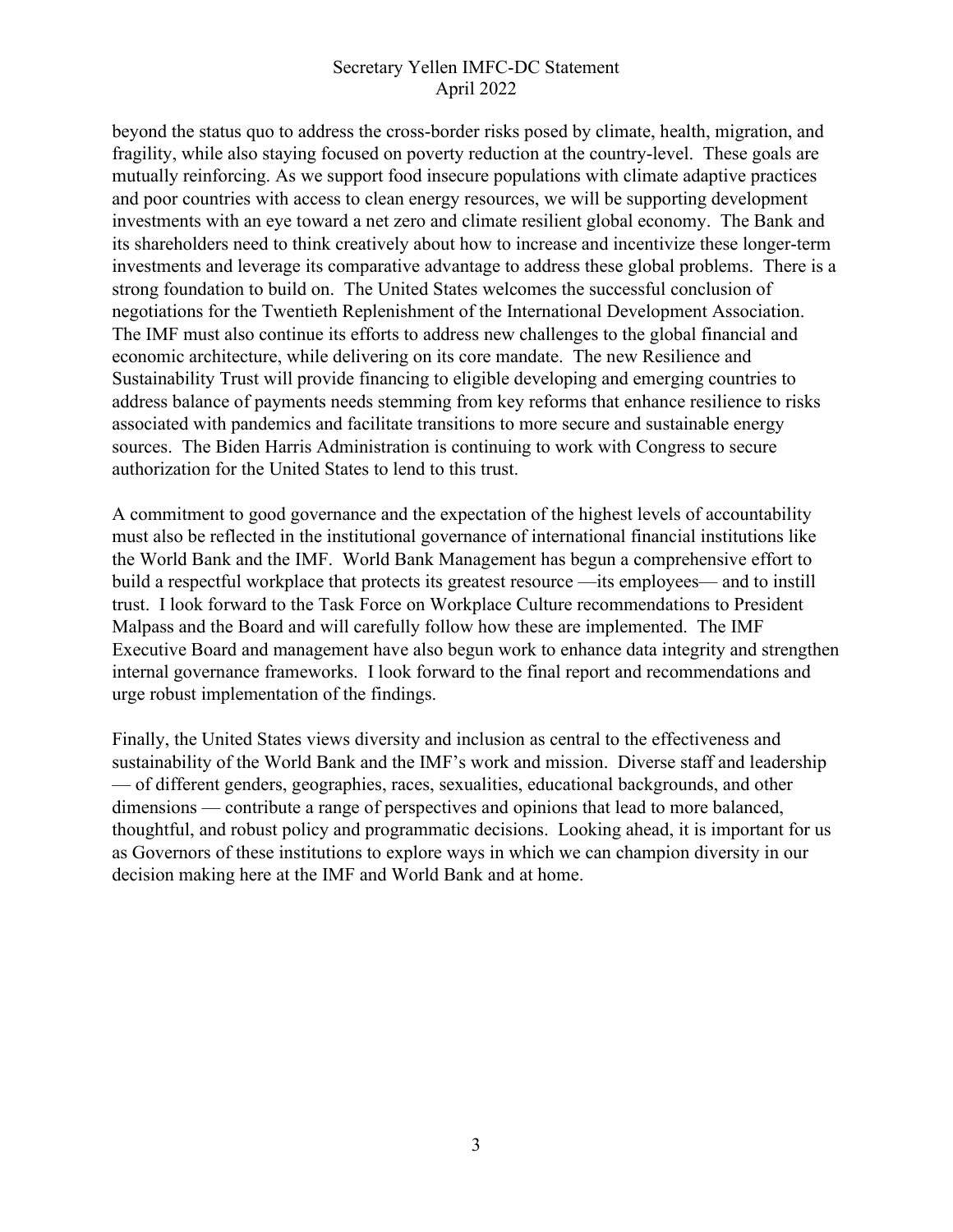beyond the status quo to address the cross-border risks posed by climate, health, migration, and fragility, while also staying focused on poverty reduction at the country-level. These goals are mutually reinforcing. As we support food insecure populations with climate adaptive practices and poor countries with access to clean energy resources, we will be supporting development investments with an eye toward a net zero and climate resilient global economy. The Bank and its shareholders need to think creatively about how to increase and incentivize these longer-term investments and leverage its comparative advantage to address these global problems. There is a strong foundation to build on. The United States welcomes the successful conclusion of negotiations for the Twentieth Replenishment of the International Development Association. The IMF must also continue its efforts to address new challenges to the global financial and economic architecture, while delivering on its core mandate. The new Resilience and Sustainability Trust will provide financing to eligible developing and emerging countries to address balance of payments needs stemming from key reforms that enhance resilience to risks associated with pandemics and facilitate transitions to more secure and sustainable energy sources. The Biden Harris Administration is continuing to work with Congress to secure authorization for the United States to lend to this trust.

A commitment to good governance and the expectation of the highest levels of accountability must also be reflected in the institutional governance of international financial institutions like the World Bank and the IMF. World Bank Management has begun a comprehensive effort to build a respectful workplace that protects its greatest resource —its employees— and to instill trust. I look forward to the Task Force on Workplace Culture recommendations to President Malpass and the Board and will carefully follow how these are implemented. The IMF Executive Board and management have also begun work to enhance data integrity and strengthen internal governance frameworks. I look forward to the final report and recommendations and urge robust implementation of the findings.

Finally, the United States views diversity and inclusion as central to the effectiveness and sustainability of the World Bank and the IMF's work and mission. Diverse staff and leadership — of different genders, geographies, races, sexualities, educational backgrounds, and other dimensions — contribute a range of perspectives and opinions that lead to more balanced, thoughtful, and robust policy and programmatic decisions. Looking ahead, it is important for us as Governors of these institutions to explore ways in which we can champion diversity in our decision making here at the IMF and World Bank and at home.